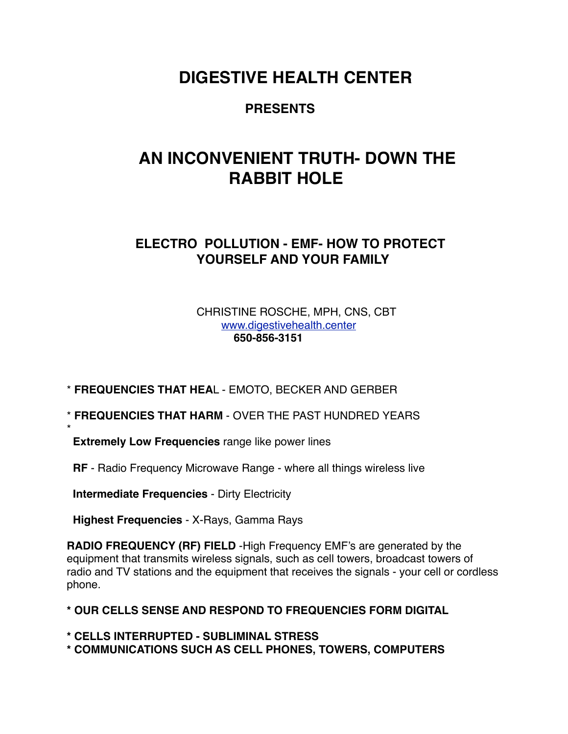# DIGESTIVE HEALTH CENTER

## PRESENTS

# AN INCONVENIENT TRUTH- DOWN THE RABBIT HOLE

## ELECTRO POLLUTION - EMF- HOW TO PROTECT YOURSELF AND YOUR FAMILY

CHRISTINE ROSCHE, MPH, CNS, CBT
[www.digestivehealth.center](http://www.digestivehealth.center)
**650-856-3151**

* **FREQUENCIES THAT HEA**L - EMOTO, BECKER AND GERBER

* **FREQUENCIES THAT HARM** - OVER THE PAST HUNDRED YEARS

*

**Extremely Low Frequencies** range like power lines

**RF** - Radio Frequency Microwave Range - where all things wireless live

**Intermediate Frequencies** - Dirty Electricity

**Highest Frequencies** - X-Rays, Gamma Rays

**RADIO FREQUENCY (RF) FIELD** -High Frequency EMF's are generated by the equipment that transmits wireless signals, such as cell towers, broadcast towers of radio and TV stations and the equipment that receives the signals - your cell or cordless phone.

**\* OUR CELLS SENSE AND RESPOND TO FREQUENCIES FORM DIGITAL**

**\* CELLS INTERRUPTED - SUBLIMINAL STRESS**
**\* COMMUNICATIONS SUCH AS CELL PHONES, TOWERS, COMPUTERS**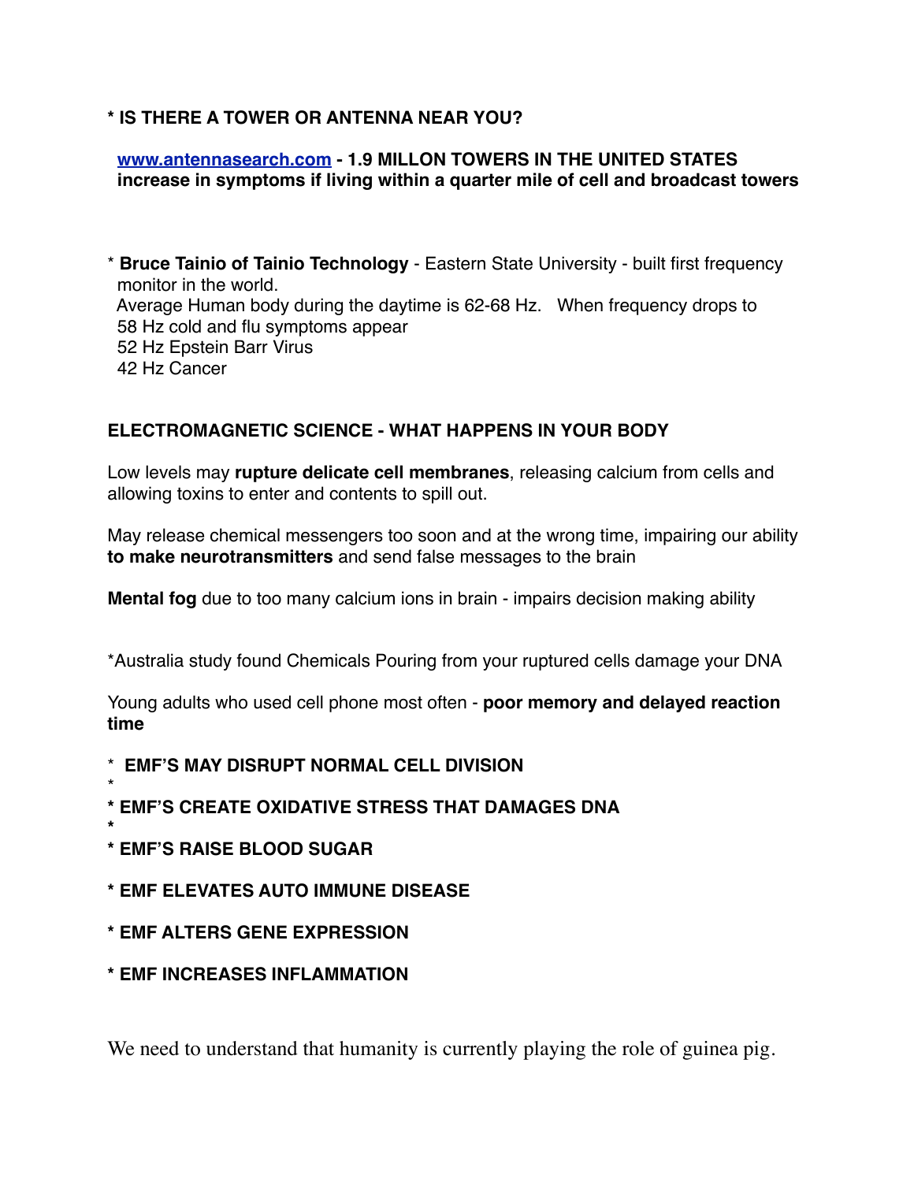**\* IS THERE A TOWER OR ANTENNA NEAR YOU?**

[www.antennasearch.com](http://www.antennasearch.com) **- 1.9 MILLON TOWERS IN THE UNITED STATES increase in symptoms if living within a quarter mile of cell and broadcast towers**

\* **Bruce Tainio of Tainio Technology** - Eastern State University - built first frequency monitor in the world.
Average Human body during the daytime is 62-68 Hz. When frequency drops to
58 Hz cold and flu symptoms appear
52 Hz Epstein Barr Virus
42 Hz Cancer

**ELECTROMAGNETIC SCIENCE - WHAT HAPPENS IN YOUR BODY**

Low levels may **rupture delicate cell membranes**, releasing calcium from cells and allowing toxins to enter and contents to spill out.

May release chemical messengers too soon and at the wrong time, impairing our ability **to make neurotransmitters** and send false messages to the brain

**Mental fog** due to too many calcium ions in brain - impairs decision making ability

\*Australia study found Chemicals Pouring from your ruptured cells damage your DNA

Young adults who used cell phone most often - **poor memory and delayed reaction time**

\* **EMF'S MAY DISRUPT NORMAL CELL DIVISION**

\* **EMF'S CREATE OXIDATIVE STRESS THAT DAMAGES DNA**

\* **EMF'S RAISE BLOOD SUGAR**

\* **EMF ELEVATES AUTO IMMUNE DISEASE**

\* **EMF ALTERS GENE EXPRESSION**

\* **EMF INCREASES INFLAMMATION**

We need to understand that humanity is currently playing the role of guinea pig.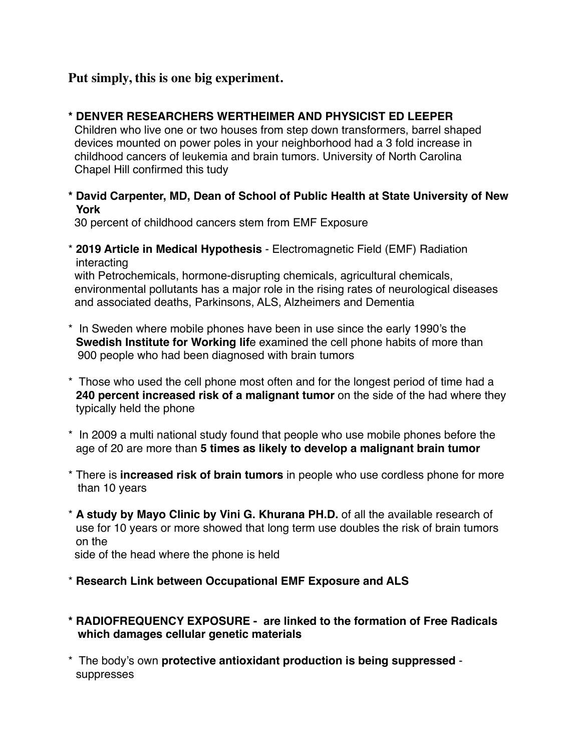**Put simply, this is one big experiment.**

- **DENVER RESEARCHERS WERTHEIMER AND PHYSICIST ED LEEPER**
  Children who live one or two houses from step down transformers, barrel shaped devices mounted on power poles in your neighborhood had a 3 fold increase in childhood cancers of leukemia and brain tumors. University of North Carolina Chapel Hill confirmed this tudy

- **David Carpenter, MD, Dean of School of Public Health at State University of New York**
  30 percent of childhood cancers stem from EMF Exposure

- **2019 Article in Medical Hypothesis** - Electromagnetic Field (EMF) Radiation interacting
  with Petrochemicals, hormone-disrupting chemicals, agricultural chemicals, environmental pollutants has a major role in the rising rates of neurological diseases and associated deaths, Parkinsons, ALS, Alzheimers and Dementia

- In Sweden where mobile phones have been in use since the early 1990's the **Swedish Institute for Working lif**e examined the cell phone habits of more than 900 people who had been diagnosed with brain tumors

- Those who used the cell phone most often and for the longest period of time had a **240 percent increased risk of a malignant tumor** on the side of the had where they typically held the phone

- In 2009 a multi national study found that people who use mobile phones before the age of 20 are more than **5 times as likely to develop a malignant brain tumor**

- There is **increased risk of brain tumors** in people who use cordless phone for more than 10 years

- **A study by Mayo Clinic by Vini G. Khurana PH.D.** of all the available research of use for 10 years or more showed that long term use doubles the risk of brain tumors on the
  side of the head where the phone is held

- **Research Link between Occupational EMF Exposure and ALS**

- **RADIOFREQUENCY EXPOSURE - are linked to the formation of Free Radicals which damages cellular genetic materials**

- The body's own **protective antioxidant production is being suppressed** - suppresses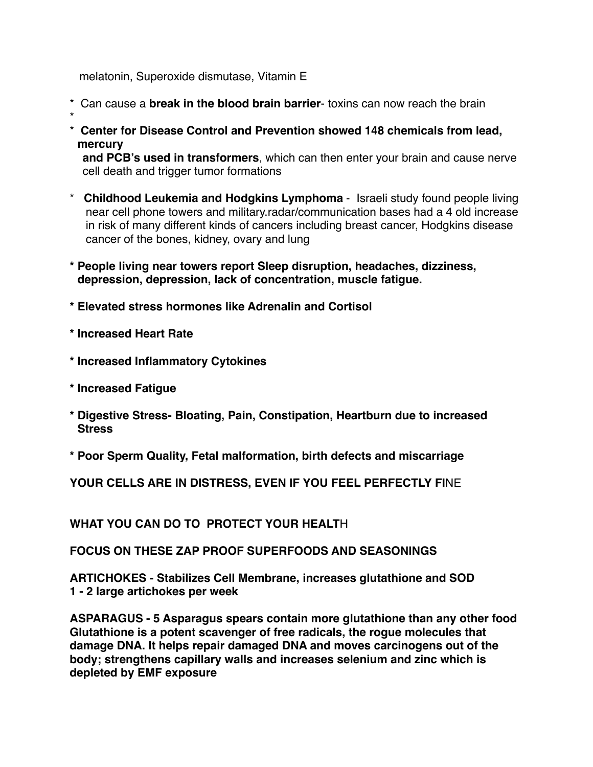melatonin, Superoxide dismutase, Vitamin E

- Can cause a **break in the blood brain barrier**- toxins can now reach the brain
- 
- **Center for Disease Control and Prevention showed 148 chemicals from lead, mercury and PCB's used in transformers**, which can then enter your brain and cause nerve cell death and trigger tumor formations
- **Childhood Leukemia and Hodgkins Lymphoma** - Israeli study found people living near cell phone towers and military.radar/communication bases had a 4 old increase in risk of many different kinds of cancers including breast cancer, Hodgkins disease cancer of the bones, kidney, ovary and lung

- **People living near towers report Sleep disruption, headaches, dizziness, depression, depression, lack of concentration, muscle fatigue.**
- **Elevated stress hormones like Adrenalin and Cortisol**
- **Increased Heart Rate**
- **Increased Inflammatory Cytokines**
- **Increased Fatigue**
- **Digestive Stress- Bloating, Pain, Constipation, Heartburn due to increased Stress**
- **Poor Sperm Quality, Fetal malformation, birth defects and miscarriage**

**YOUR CELLS ARE IN DISTRESS, EVEN IF YOU FEEL PERFECTLY FI**NE

**WHAT YOU CAN DO TO PROTECT YOUR HEALT**H

**FOCUS ON THESE ZAP PROOF SUPERFOODS AND SEASONINGS**

**ARTICHOKES - Stabilizes Cell Membrane, increases glutathione and SOD**
**1 - 2 large artichokes per week**

**ASPARAGUS - 5 Asparagus spears contain more glutathione than any other food Glutathione is a potent scavenger of free radicals, the rogue molecules that damage DNA. It helps repair damaged DNA and moves carcinogens out of the body; strengthens capillary walls and increases selenium and zinc which is depleted by EMF exposure**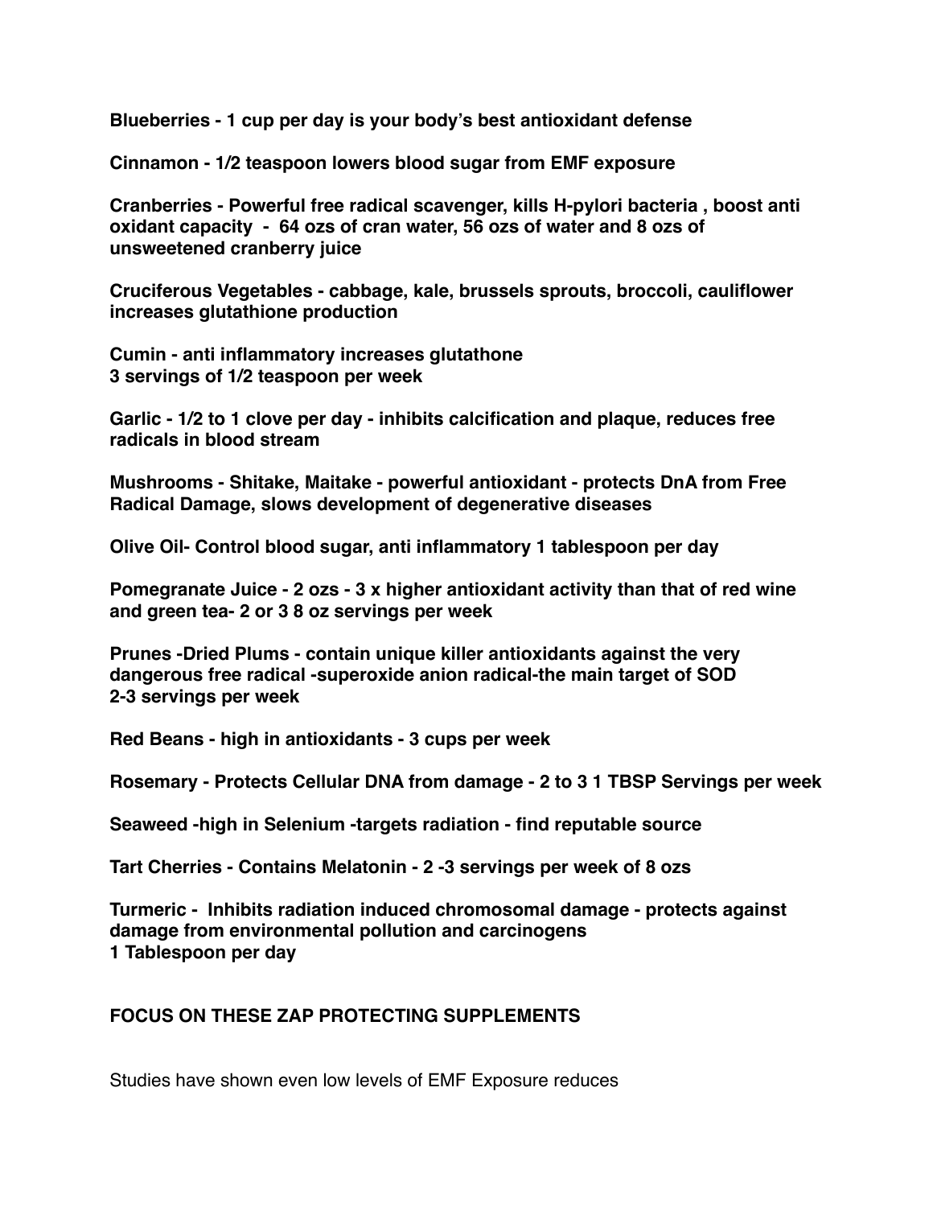**Blueberries - 1 cup per day is your body's best antioxidant defense**

**Cinnamon - 1/2 teaspoon lowers blood sugar from EMF exposure**

**Cranberries - Powerful free radical scavenger, kills H-pylori bacteria , boost anti oxidant capacity - 64 ozs of cran water, 56 ozs of water and 8 ozs of unsweetened cranberry juice**

**Cruciferous Vegetables - cabbage, kale, brussels sprouts, broccoli, cauliflower increases glutathione production**

**Cumin - anti inflammatory increases glutathone**
**3 servings of 1/2 teaspoon per week**

**Garlic - 1/2 to 1 clove per day - inhibits calcification and plaque, reduces free radicals in blood stream**

**Mushrooms - Shitake, Maitake - powerful antioxidant - protects DnA from Free Radical Damage, slows development of degenerative diseases**

**Olive Oil- Control blood sugar, anti inflammatory 1 tablespoon per day**

**Pomegranate Juice - 2 ozs - 3 x higher antioxidant activity than that of red wine and green tea- 2 or 3 8 oz servings per week**

**Prunes -Dried Plums - contain unique killer antioxidants against the very dangerous free radical -superoxide anion radical-the main target of SOD**
**2-3 servings per week**

**Red Beans - high in antioxidants - 3 cups per week**

**Rosemary - Protects Cellular DNA from damage - 2 to 3 1 TBSP Servings per week**

**Seaweed -high in Selenium -targets radiation - find reputable source**

**Tart Cherries - Contains Melatonin - 2 -3 servings per week of 8 ozs**

**Turmeric - Inhibits radiation induced chromosomal damage - protects against damage from environmental pollution and carcinogens**
**1 Tablespoon per day**

**FOCUS ON THESE ZAP PROTECTING SUPPLEMENTS**

Studies have shown even low levels of EMF Exposure reduces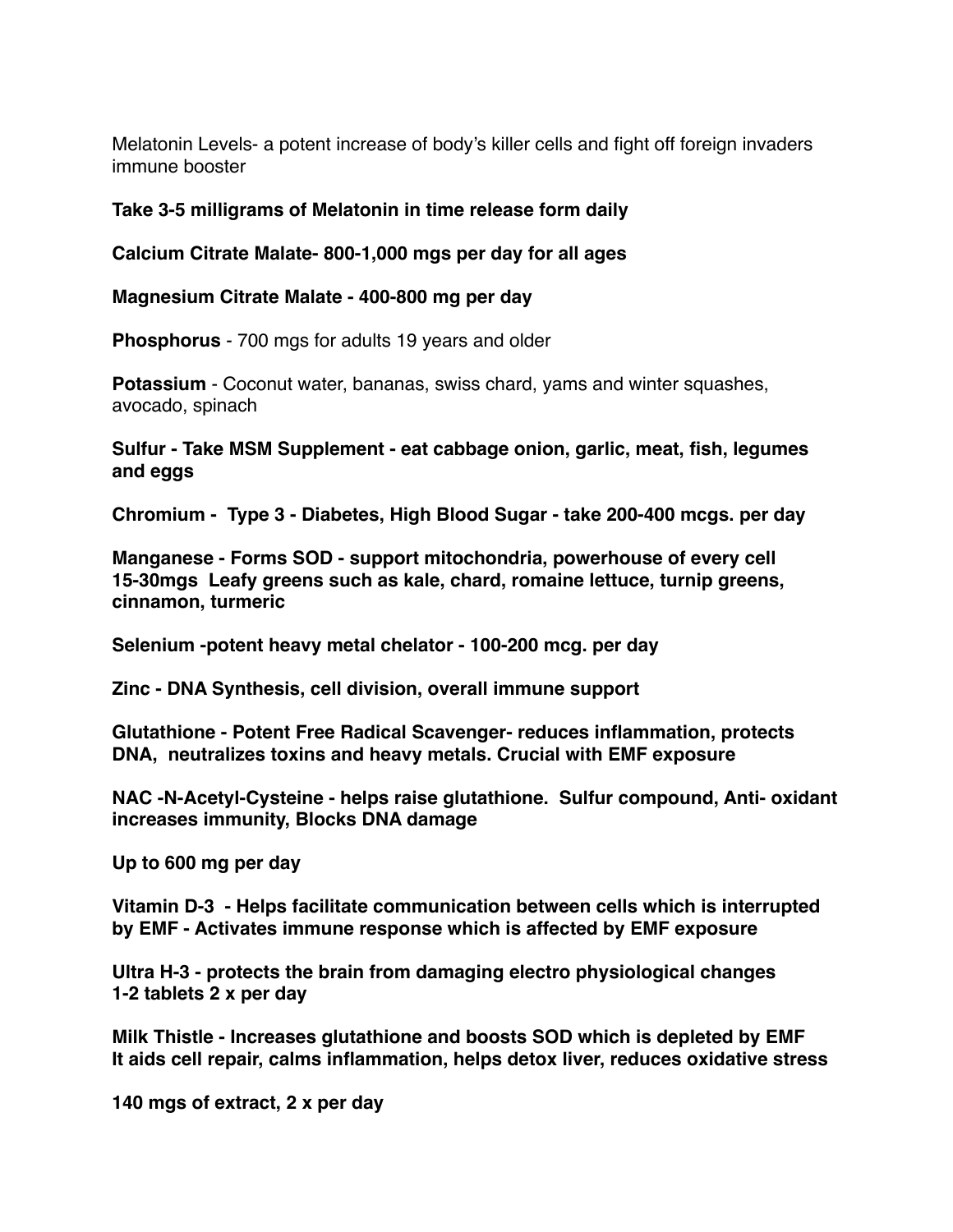Melatonin Levels- a potent increase of body's killer cells and fight off foreign invaders immune booster

**Take 3-5 milligrams of Melatonin in time release form daily**

**Calcium Citrate Malate- 800-1,000 mgs per day for all ages**

**Magnesium Citrate Malate - 400-800 mg per day**

**Phosphorus** - 700 mgs for adults 19 years and older

**Potassium** - Coconut water, bananas, swiss chard, yams and winter squashes, avocado, spinach

**Sulfur - Take MSM Supplement - eat cabbage onion, garlic, meat, fish, legumes and eggs**

**Chromium - Type 3 - Diabetes, High Blood Sugar - take 200-400 mcgs. per day**

**Manganese - Forms SOD - support mitochondria, powerhouse of every cell 15-30mgs Leafy greens such as kale, chard, romaine lettuce, turnip greens, cinnamon, turmeric**

**Selenium -potent heavy metal chelator - 100-200 mcg. per day**

**Zinc - DNA Synthesis, cell division, overall immune support**

**Glutathione - Potent Free Radical Scavenger- reduces inflammation, protects DNA, neutralizes toxins and heavy metals. Crucial with EMF exposure**

**NAC -N-Acetyl-Cysteine - helps raise glutathione. Sulfur compound, Anti- oxidant increases immunity, Blocks DNA damage**

**Up to 600 mg per day**

**Vitamin D-3 - Helps facilitate communication between cells which is interrupted by EMF - Activates immune response which is affected by EMF exposure**

**Ultra H-3 - protects the brain from damaging electro physiological changes 1-2 tablets 2 x per day**

**Milk Thistle - Increases glutathione and boosts SOD which is depleted by EMF It aids cell repair, calms inflammation, helps detox liver, reduces oxidative stress**

**140 mgs of extract, 2 x per day**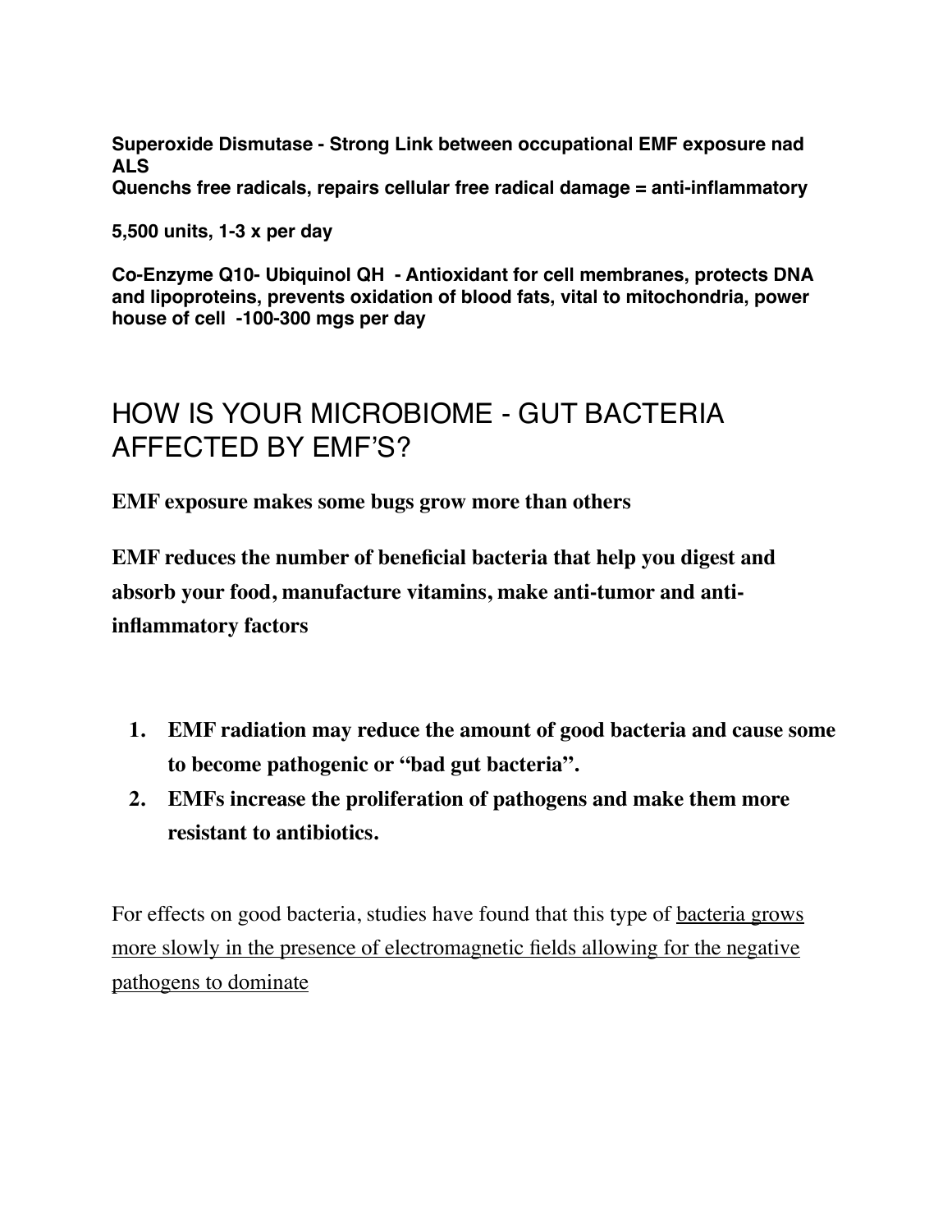**Superoxide Dismutase - Strong Link between occupational EMF exposure nad ALS**
**Quenchs free radicals, repairs cellular free radical damage = anti-inflammatory**

**5,500 units, 1-3 x per day**

**Co-Enzyme Q10- Ubiquinol QH - Antioxidant for cell membranes, protects DNA and lipoproteins, prevents oxidation of blood fats, vital to mitochondria, power house of cell -100-300 mgs per day**

# HOW IS YOUR MICROBIOME - GUT BACTERIA AFFECTED BY EMF'S?

**EMF exposure makes some bugs grow more than others**

**EMF reduces the number of beneficial bacteria that help you digest and absorb your food, manufacture vitamins, make anti-tumor and anti-inflammatory factors**

1. **EMF radiation may reduce the amount of good bacteria and cause some to become pathogenic or "bad gut bacteria".**
2. **EMFs increase the proliferation of pathogens and make them more resistant to antibiotics.**

For effects on good bacteria, studies have found that this type of bacteria grows more slowly in the presence of electromagnetic fields allowing for the negative pathogens to dominate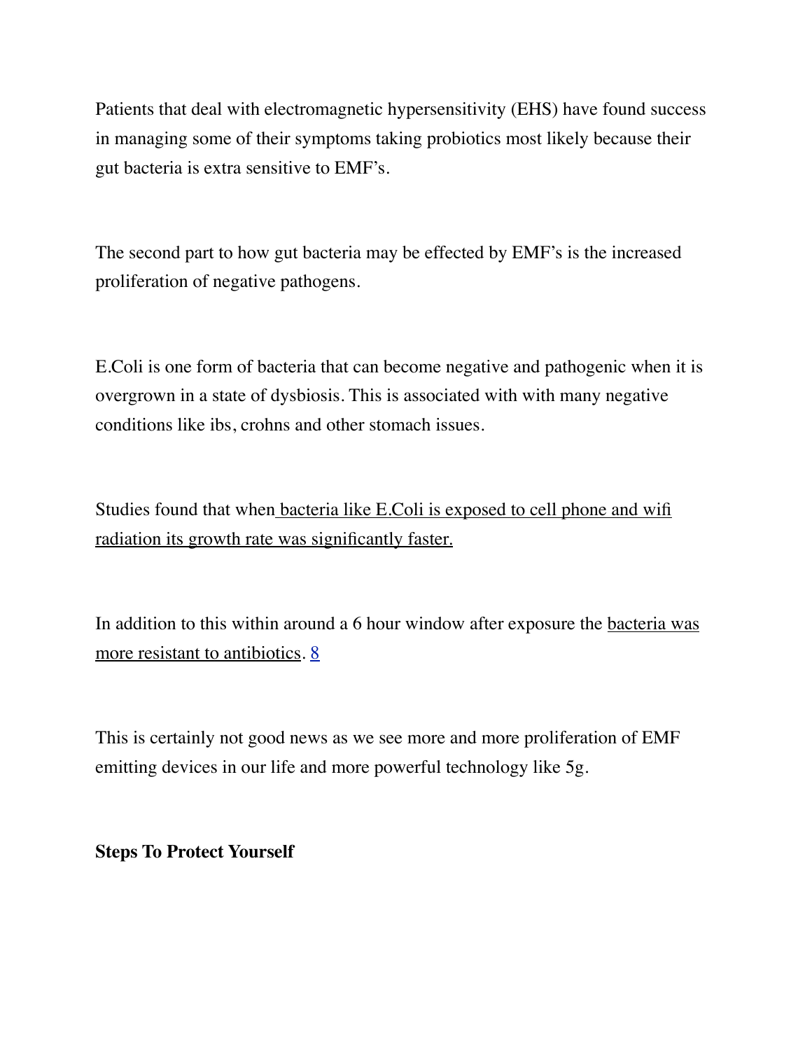Patients that deal with electromagnetic hypersensitivity (EHS) have found success in managing some of their symptoms taking probiotics most likely because their gut bacteria is extra sensitive to EMF's.

The second part to how gut bacteria may be effected by EMF's is the increased proliferation of negative pathogens.

E.Coli is one form of bacteria that can become negative and pathogenic when it is overgrown in a state of dysbiosis. This is associated with with many negative conditions like ibs, crohns and other stomach issues.

Studies found that when bacteria like E.Coli is exposed to cell phone and wifi radiation its growth rate was significantly faster.

In addition to this within around a 6 hour window after exposure the bacteria was more resistant to antibiotics. 8

This is certainly not good news as we see more and more proliferation of EMF emitting devices in our life and more powerful technology like 5g.

**Steps To Protect Yourself**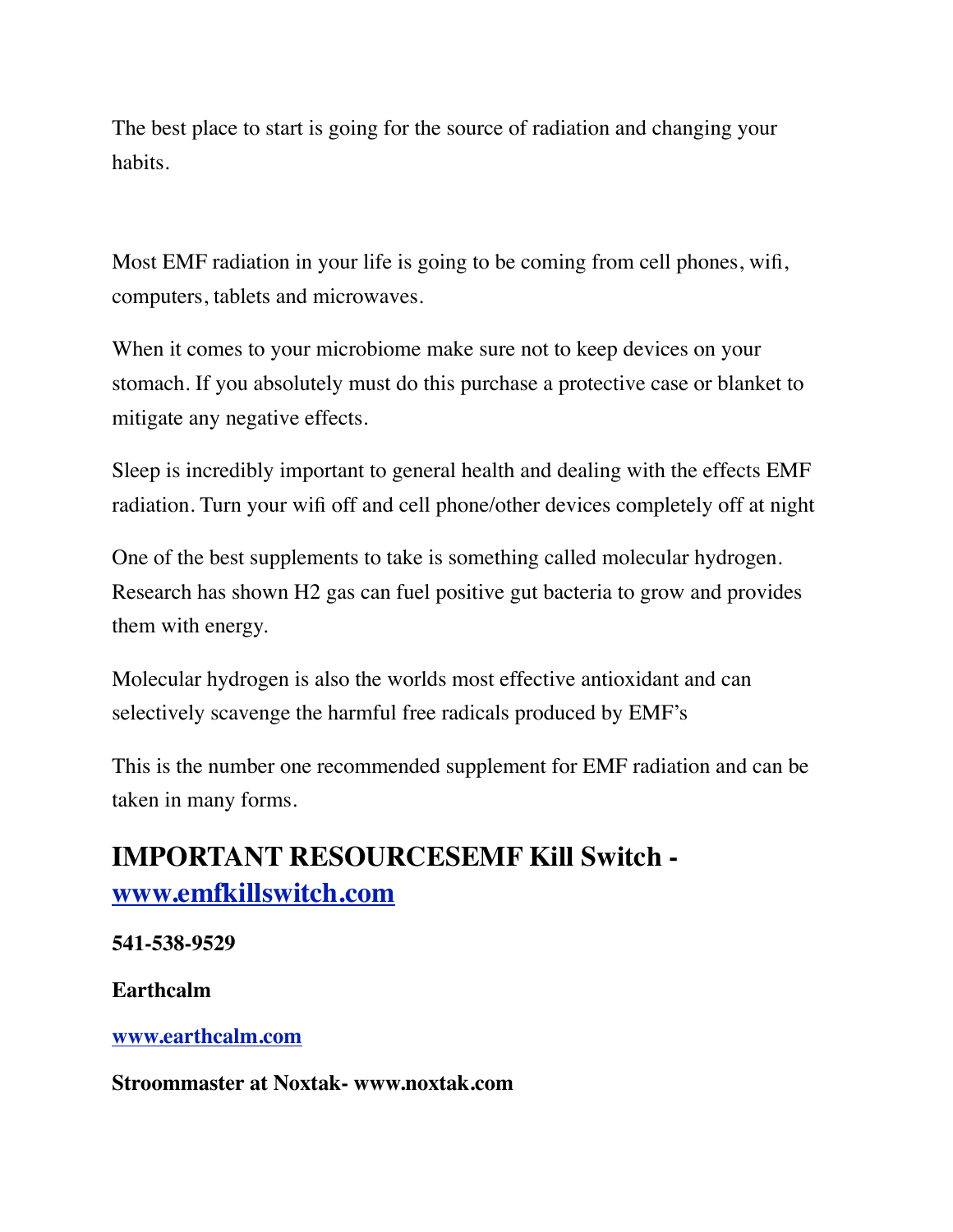The best place to start is going for the source of radiation and changing your habits.

Most EMF radiation in your life is going to be coming from cell phones, wifi, computers, tablets and microwaves.

When it comes to your microbiome make sure not to keep devices on your stomach. If you absolutely must do this purchase a protective case or blanket to mitigate any negative effects.

Sleep is incredibly important to general health and dealing with the effects EMF radiation. Turn your wifi off and cell phone/other devices completely off at night

One of the best supplements to take is something called molecular hydrogen. Research has shown $H_2$ gas can fuel positive gut bacteria to grow and provides them with energy.

Molecular hydrogen is also the worlds most effective antioxidant and can selectively scavenge the harmful free radicals produced by EMF's

This is the number one recommended supplement for EMF radiation and can be taken in many forms.

## IMPORTANT RESOURCESEMF Kill Switch - [www.emfkillswitch.com](http://www.emfkillswitch.com)

**541-538-9529**

**Earthcalm**

**[www.earthcalm.com](http://www.earthcalm.com)**

**Stroommaster at Noxtak- www.noxtak.com**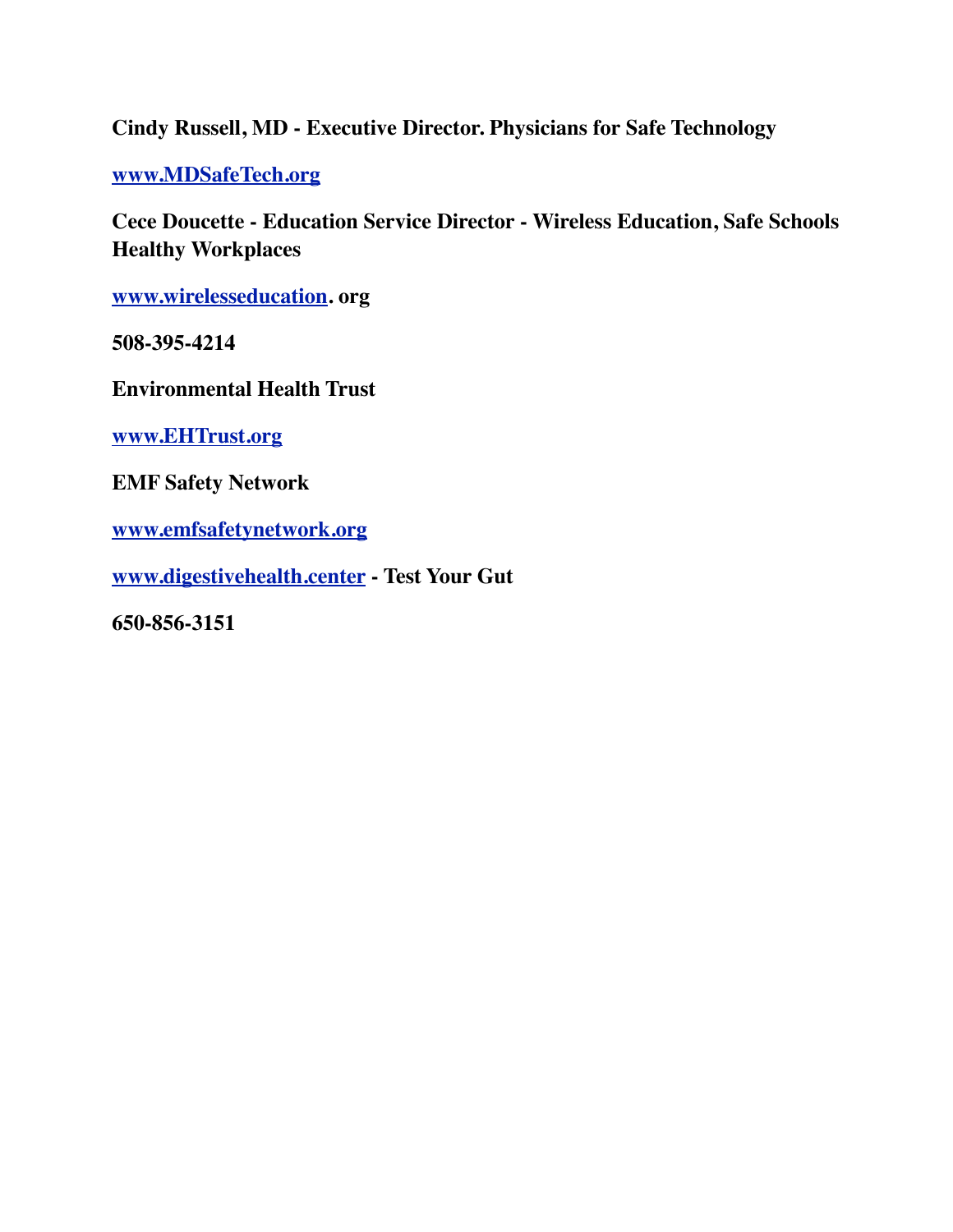**Cindy Russell, MD - Executive Director. Physicians for Safe Technology**

**[www.MDSafeTech.org](http://www.MDSafeTech.org)**

**Cece Doucette - Education Service Director - Wireless Education, Safe Schools Healthy Workplaces**

**[www.wirelesseducation](http://www.wirelesseducation). org**

**508-395-4214**

**Environmental Health Trust**

**[www.EHTrust.org](http://www.EHTrust.org)**

**EMF Safety Network**

**[www.emfsafetynetwork.org](http://www.emfsafetynetwork.org)**

**[www.digestivehealth.center](http://www.digestivehealth.center) - Test Your Gut**

**650-856-3151**